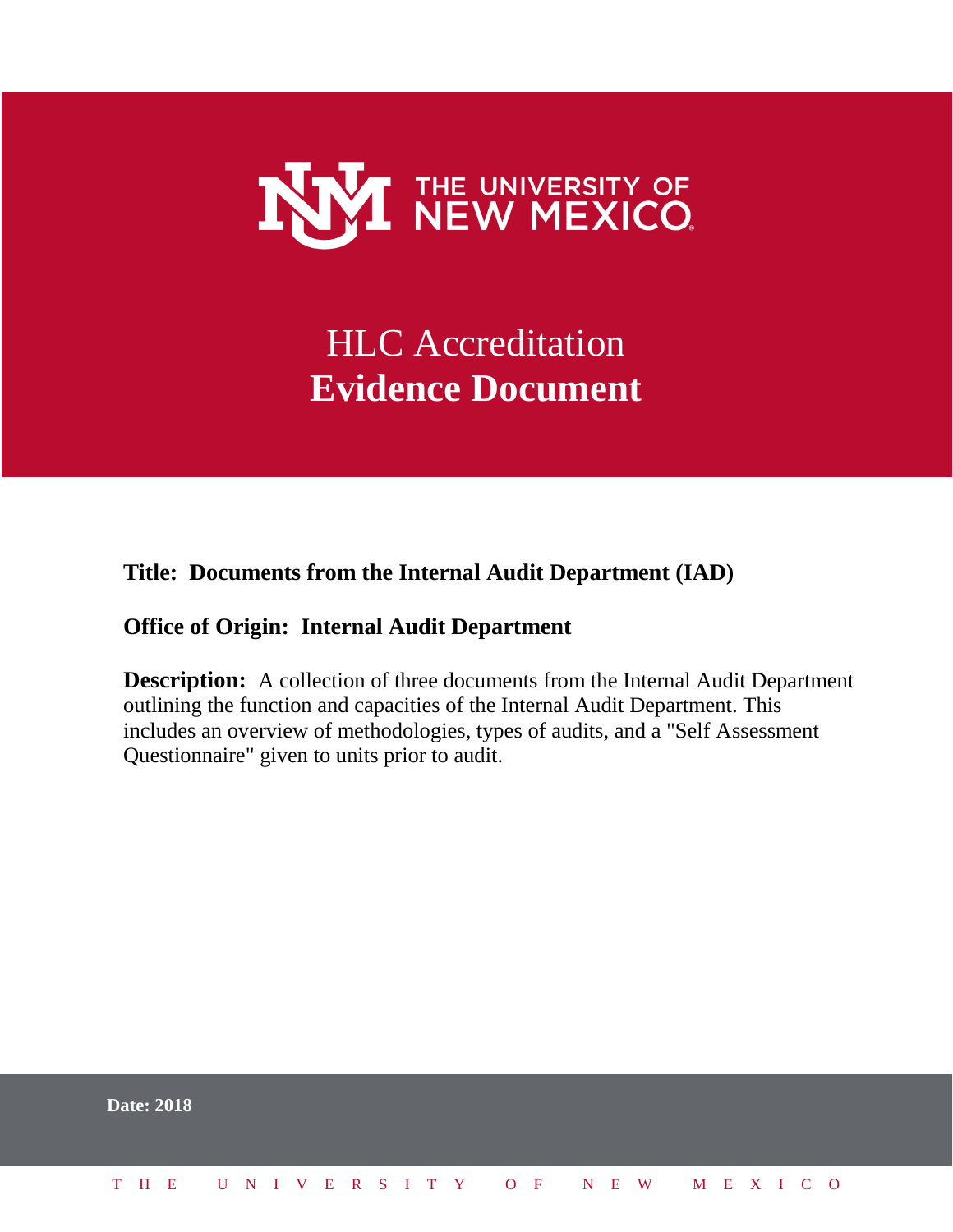THE UNIVERSITY OF NEW MEXICO

# HLC Accreditation
# **Evidence Document**

**Title: Documents from the Internal Audit Department (IAD)**

**Office of Origin: Internal Audit Department**

**Description:** A collection of three documents from the Internal Audit Department outlining the function and capacities of the Internal Audit Department. This includes an overview of methodologies, types of audits, and a "Self Assessment Questionnaire" given to units prior to audit.

**Date: 2018**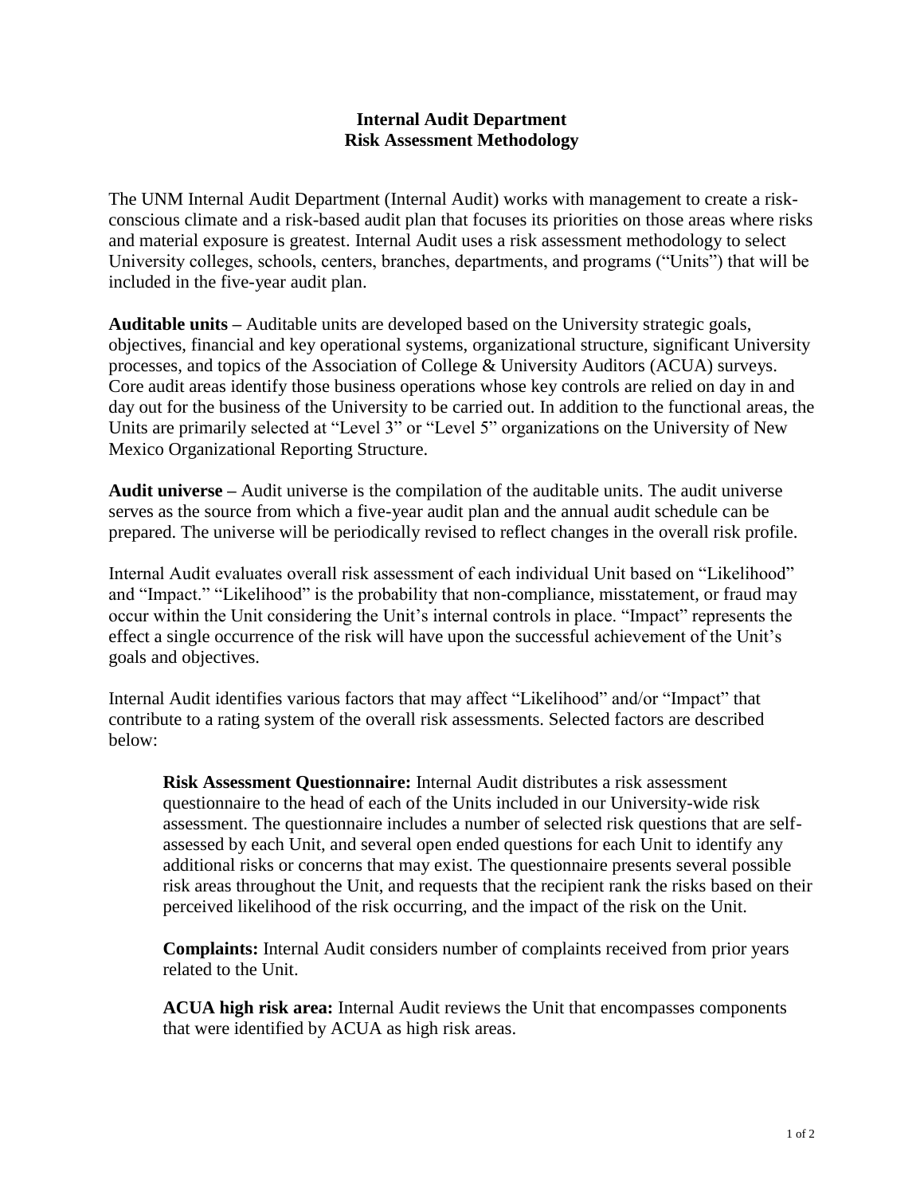# Internal Audit Department
# Risk Assessment Methodology

The UNM Internal Audit Department (Internal Audit) works with management to create a risk-conscious climate and a risk-based audit plan that focuses its priorities on those areas where risks and material exposure is greatest. Internal Audit uses a risk assessment methodology to select University colleges, schools, centers, branches, departments, and programs ("Units") that will be included in the five-year audit plan.

**Auditable units –** Auditable units are developed based on the University strategic goals, objectives, financial and key operational systems, organizational structure, significant University processes, and topics of the Association of College & University Auditors (ACUA) surveys. Core audit areas identify those business operations whose key controls are relied on day in and day out for the business of the University to be carried out. In addition to the functional areas, the Units are primarily selected at "Level 3" or "Level 5" organizations on the University of New Mexico Organizational Reporting Structure.

**Audit universe –** Audit universe is the compilation of the auditable units. The audit universe serves as the source from which a five-year audit plan and the annual audit schedule can be prepared. The universe will be periodically revised to reflect changes in the overall risk profile.

Internal Audit evaluates overall risk assessment of each individual Unit based on "Likelihood" and "Impact." "Likelihood" is the probability that non-compliance, misstatement, or fraud may occur within the Unit considering the Unit's internal controls in place. "Impact" represents the effect a single occurrence of the risk will have upon the successful achievement of the Unit's goals and objectives.

Internal Audit identifies various factors that may affect "Likelihood" and/or "Impact" that contribute to a rating system of the overall risk assessments. Selected factors are described below:

> **Risk Assessment Questionnaire:** Internal Audit distributes a risk assessment questionnaire to the head of each of the Units included in our University-wide risk assessment. The questionnaire includes a number of selected risk questions that are self-assessed by each Unit, and several open ended questions for each Unit to identify any additional risks or concerns that may exist. The questionnaire presents several possible risk areas throughout the Unit, and requests that the recipient rank the risks based on their perceived likelihood of the risk occurring, and the impact of the risk on the Unit.
>
> **Complaints:** Internal Audit considers number of complaints received from prior years related to the Unit.
>
> **ACUA high risk area:** Internal Audit reviews the Unit that encompasses components that were identified by ACUA as high risk areas.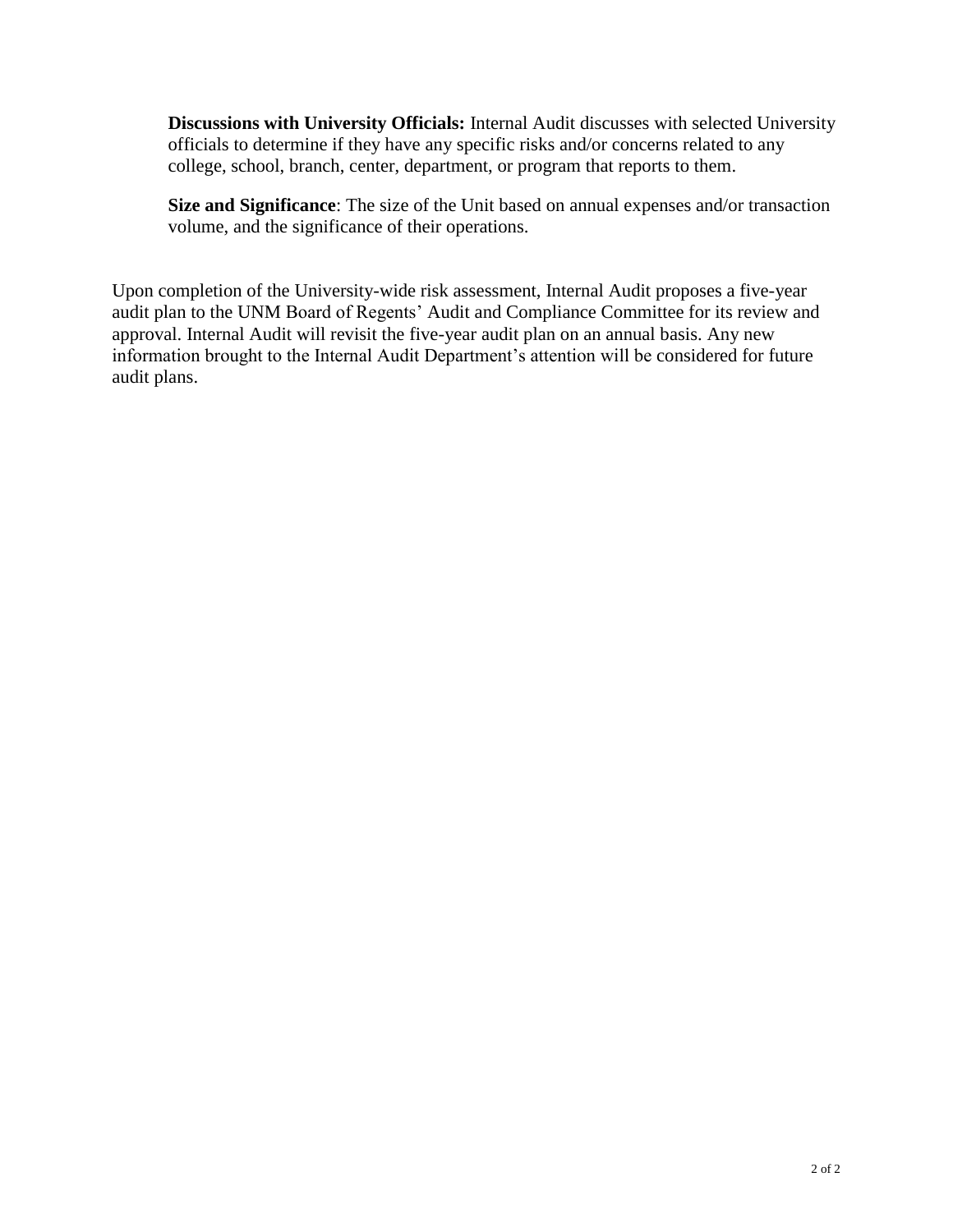**Discussions with University Officials:** Internal Audit discusses with selected University officials to determine if they have any specific risks and/or concerns related to any college, school, branch, center, department, or program that reports to them.

**Size and Significance**: The size of the Unit based on annual expenses and/or transaction volume, and the significance of their operations.

Upon completion of the University-wide risk assessment, Internal Audit proposes a five-year audit plan to the UNM Board of Regents' Audit and Compliance Committee for its review and approval. Internal Audit will revisit the five-year audit plan on an annual basis. Any new information brought to the Internal Audit Department's attention will be considered for future audit plans.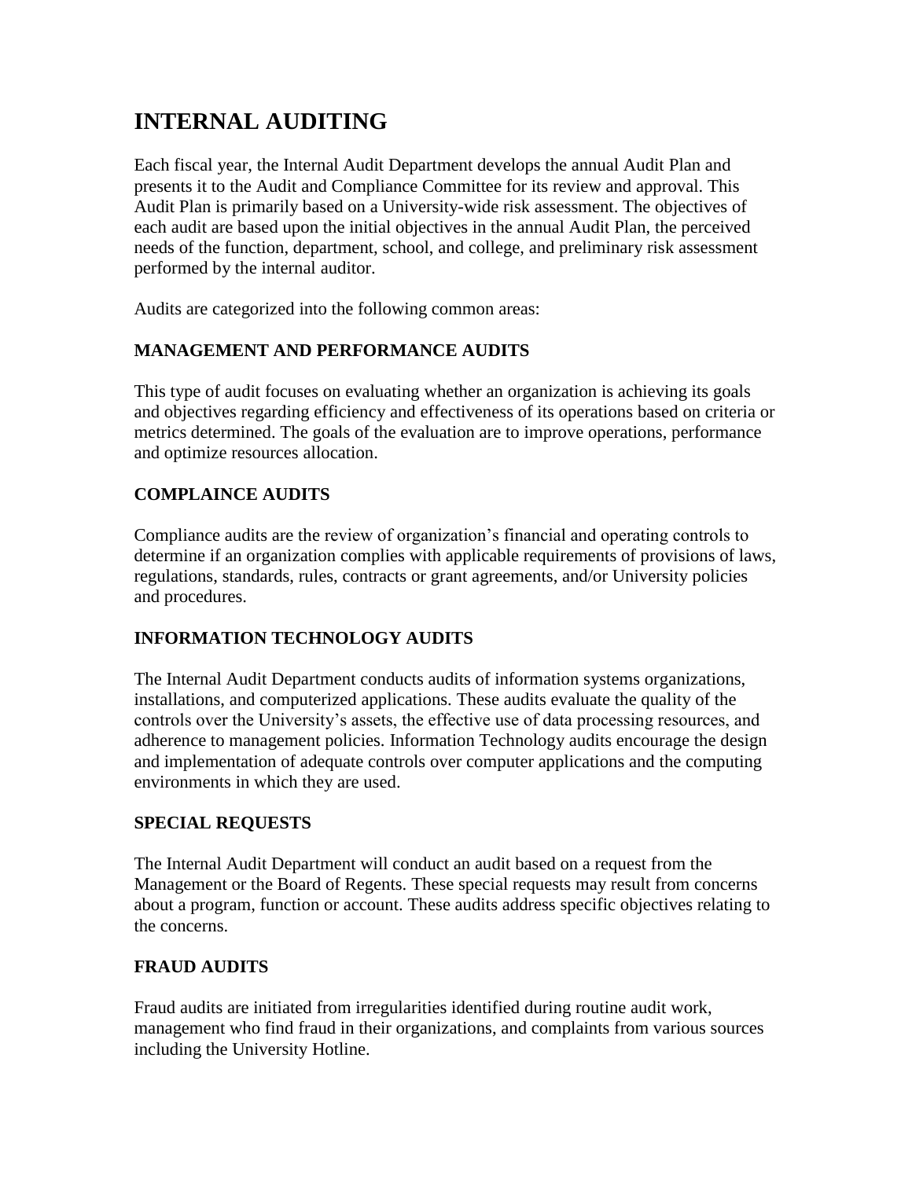# INTERNAL AUDITING

Each fiscal year, the Internal Audit Department develops the annual Audit Plan and presents it to the Audit and Compliance Committee for its review and approval. This Audit Plan is primarily based on a University-wide risk assessment. The objectives of each audit are based upon the initial objectives in the annual Audit Plan, the perceived needs of the function, department, school, and college, and preliminary risk assessment performed by the internal auditor.

Audits are categorized into the following common areas:

### MANAGEMENT AND PERFORMANCE AUDITS

This type of audit focuses on evaluating whether an organization is achieving its goals and objectives regarding efficiency and effectiveness of its operations based on criteria or metrics determined. The goals of the evaluation are to improve operations, performance and optimize resources allocation.

### COMPLAINCE AUDITS

Compliance audits are the review of organization's financial and operating controls to determine if an organization complies with applicable requirements of provisions of laws, regulations, standards, rules, contracts or grant agreements, and/or University policies and procedures.

### INFORMATION TECHNOLOGY AUDITS

The Internal Audit Department conducts audits of information systems organizations, installations, and computerized applications. These audits evaluate the quality of the controls over the University's assets, the effective use of data processing resources, and adherence to management policies. Information Technology audits encourage the design and implementation of adequate controls over computer applications and the computing environments in which they are used.

### SPECIAL REQUESTS

The Internal Audit Department will conduct an audit based on a request from the Management or the Board of Regents. These special requests may result from concerns about a program, function or account. These audits address specific objectives relating to the concerns.

### FRAUD AUDITS

Fraud audits are initiated from irregularities identified during routine audit work, management who find fraud in their organizations, and complaints from various sources including the University Hotline.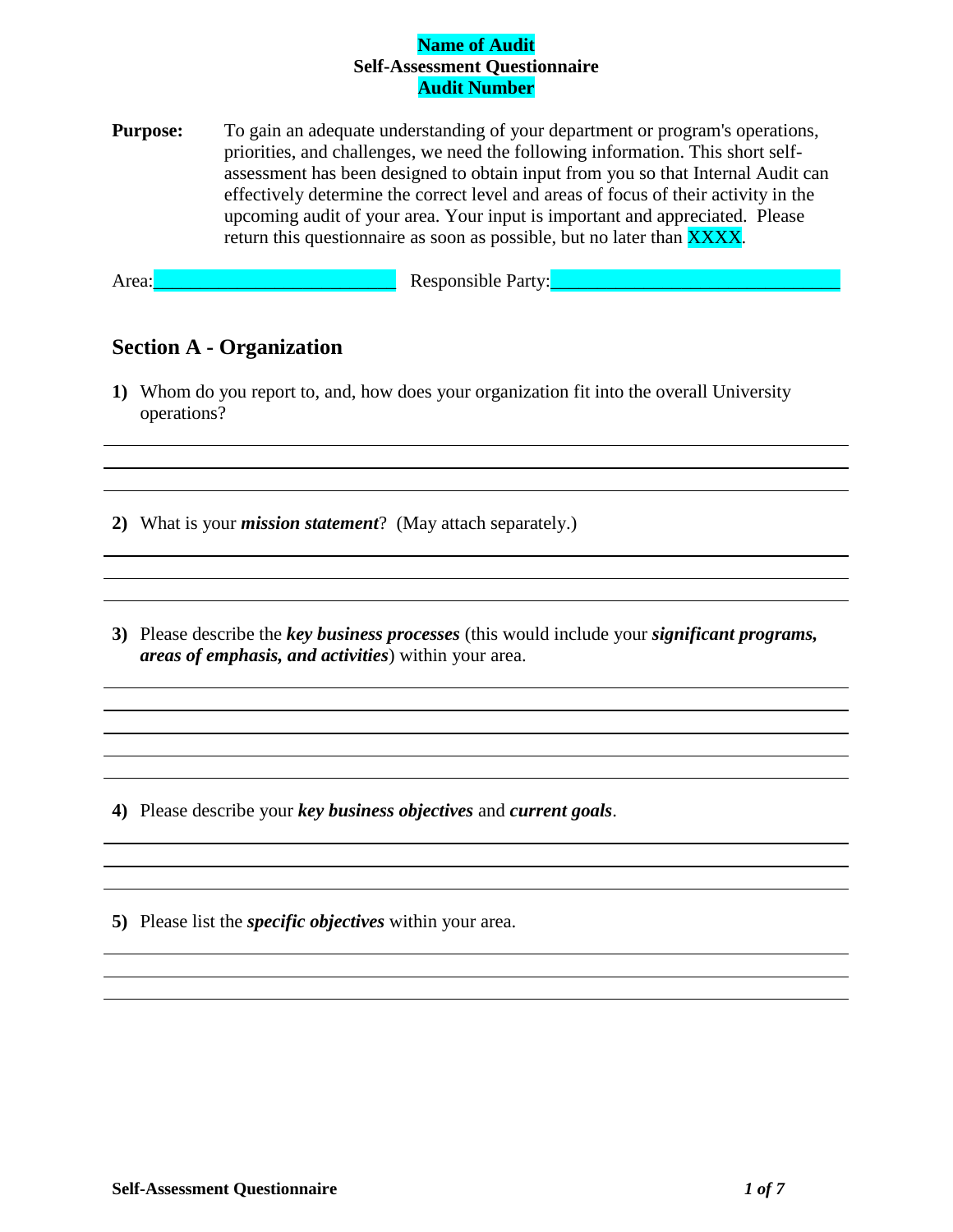**Name of Audit**
**Self-Assessment Questionnaire**
**Audit Number**

**Purpose:** To gain an adequate understanding of your department or program's operations, priorities, and challenges, we need the following information. This short self-assessment has been designed to obtain input from you so that Internal Audit can effectively determine the correct level and areas of focus of their activity in the upcoming audit of your area. Your input is important and appreciated. Please return this questionnaire as soon as possible, but no later than XXXX.

Area:\_\_\_\_\_\_\_\_\_\_\_\_\_\_\_\_\_\_\_\_\_\_\_\_\_\_ Responsible Party:\_\_\_\_\_\_\_\_\_\_\_\_\_\_\_\_\_\_\_\_\_\_\_\_\_\_\_\_\_\_

## Section A - Organization

**1)** Whom do you report to, and, how does your organization fit into the overall University operations?

---

---

---

**2)** What is your ***mission statement***? (May attach separately.)

---

---

---

**3)** Please describe the ***key business processes*** (this would include your ***significant programs, areas of emphasis, and activities***) within your area.

---

---

---

---

---

**4)** Please describe your ***key business objectives*** and ***current goals***.

---

---

---

**5)** Please list the ***specific objectives*** within your area.

---

---

---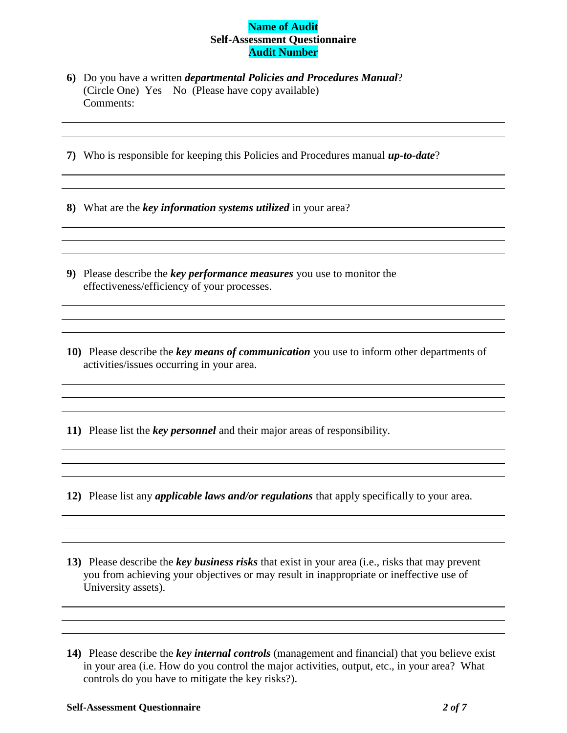**Name of Audit**
**Self-Assessment Questionnaire**
**Audit Number**

**6)** Do you have a written ***departmental Policies and Procedures Manual***?
(Circle One) Yes No (Please have copy available)
Comments:

**7)** Who is responsible for keeping this Policies and Procedures manual ***up-to-date***?

**8)** What are the ***key information systems utilized*** in your area?

**9)** Please describe the ***key performance measures*** you use to monitor the effectiveness/efficiency of your processes.

**10)** Please describe the ***key means of communication*** you use to inform other departments of activities/issues occurring in your area.

**11)** Please list the ***key personnel*** and their major areas of responsibility.

**12)** Please list any ***applicable laws and/or regulations*** that apply specifically to your area.

**13)** Please describe the ***key business risks*** that exist in your area (i.e., risks that may prevent you from achieving your objectives or may result in inappropriate or ineffective use of University assets).

**14)** Please describe the ***key internal controls*** (management and financial) that you believe exist in your area (i.e. How do you control the major activities, output, etc., in your area? What controls do you have to mitigate the key risks?).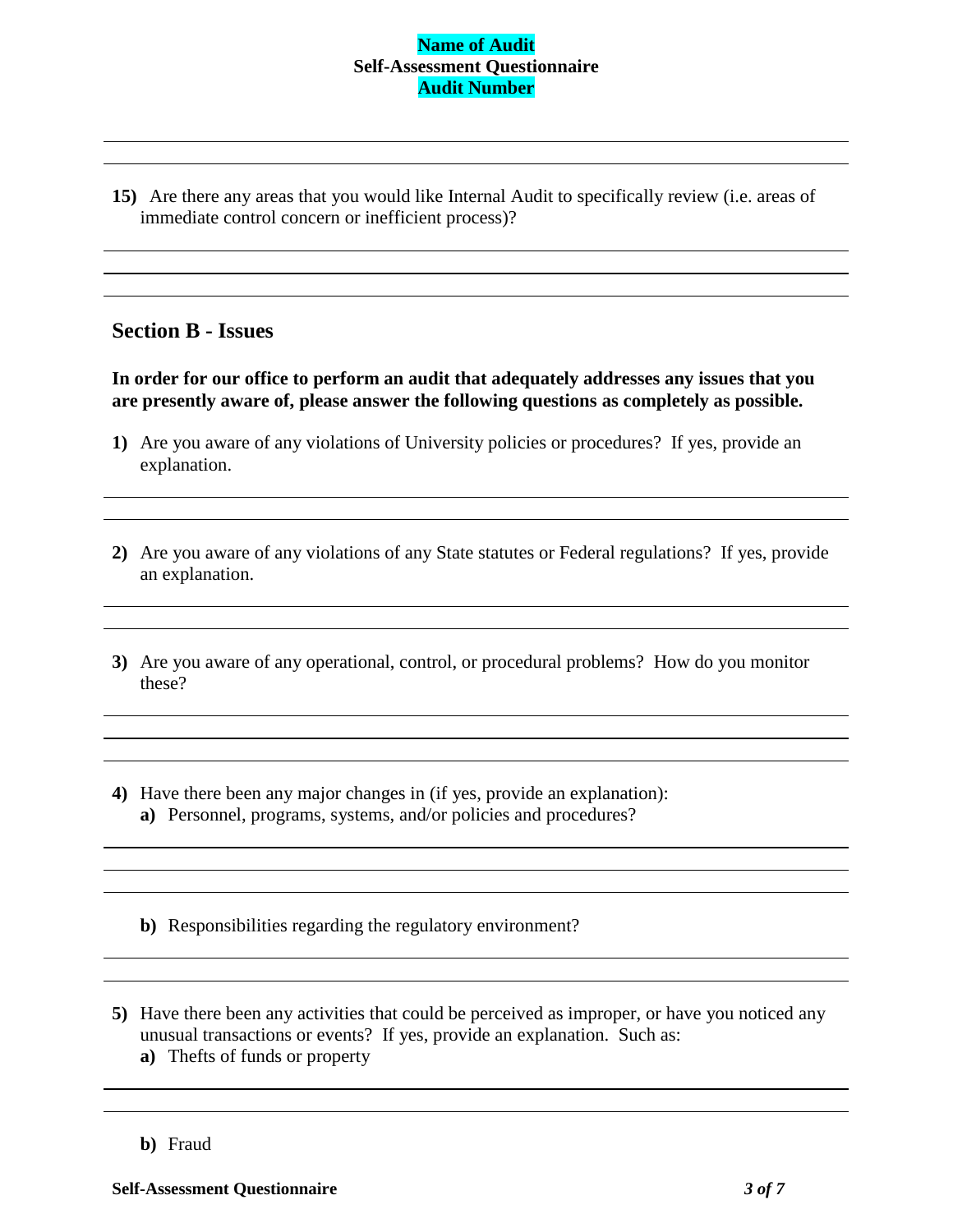**15)** Are there any areas that you would like Internal Audit to specifically review (i.e. areas of immediate control concern or inefficient process)?

## Section B - Issues

**In order for our office to perform an audit that adequately addresses any issues that you are presently aware of, please answer the following questions as completely as possible.**

**1)** Are you aware of any violations of University policies or procedures? If yes, provide an explanation.

**2)** Are you aware of any violations of any State statutes or Federal regulations? If yes, provide an explanation.

**3)** Are you aware of any operational, control, or procedural problems? How do you monitor these?

**4)** Have there been any major changes in (if yes, provide an explanation):

**a)** Personnel, programs, systems, and/or policies and procedures?

**b)** Responsibilities regarding the regulatory environment?

**5)** Have there been any activities that could be perceived as improper, or have you noticed any unusual transactions or events? If yes, provide an explanation. Such as:

**a)** Thefts of funds or property

**b)** Fraud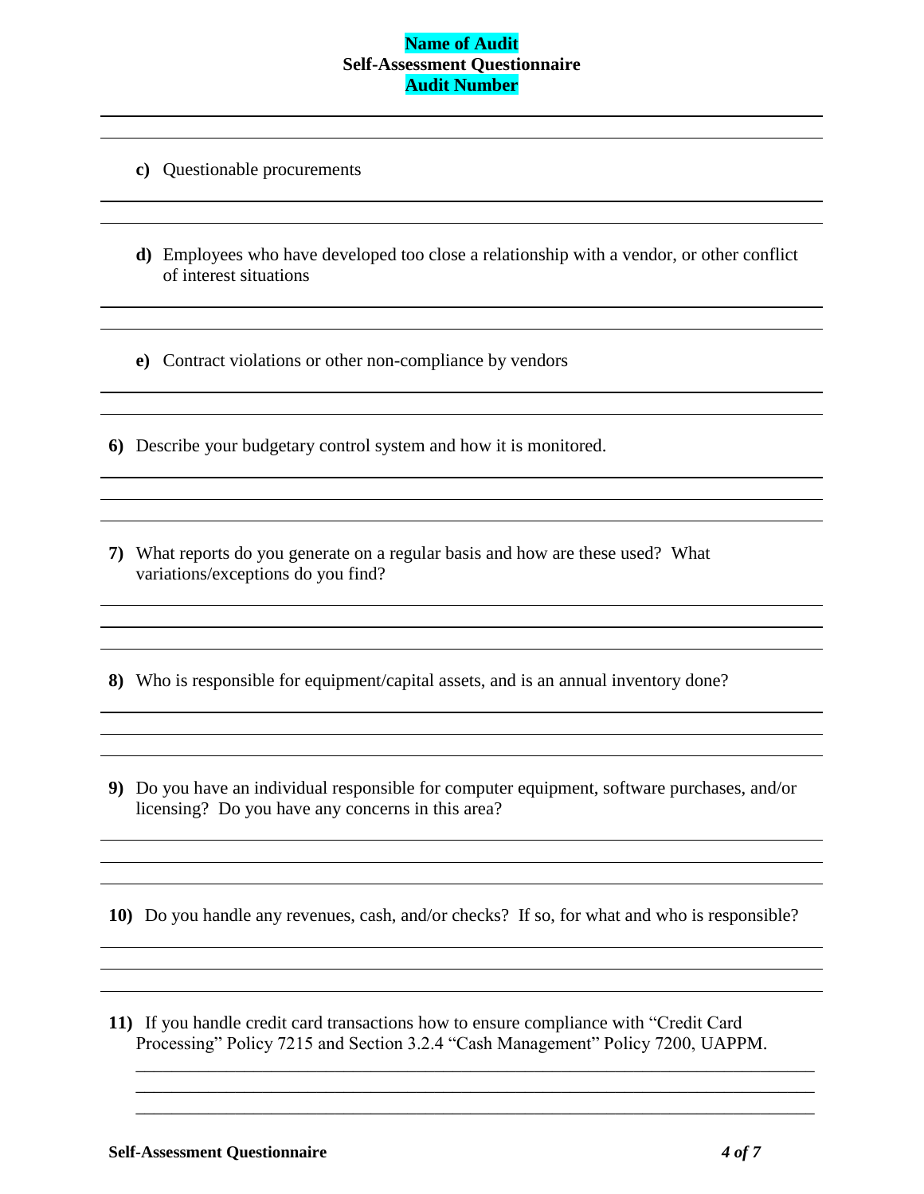c) Questionable procurements

d) Employees who have developed too close a relationship with a vendor, or other conflict of interest situations

e) Contract violations or other non-compliance by vendors

6) Describe your budgetary control system and how it is monitored.

7) What reports do you generate on a regular basis and how are these used? What variations/exceptions do you find?

8) Who is responsible for equipment/capital assets, and is an annual inventory done?

9) Do you have an individual responsible for computer equipment, software purchases, and/or licensing? Do you have any concerns in this area?

10) Do you handle any revenues, cash, and/or checks? If so, for what and who is responsible?

11) If you handle credit card transactions how to ensure compliance with "Credit Card Processing" Policy 7215 and Section 3.2.4 "Cash Management" Policy 7200, UAPPM.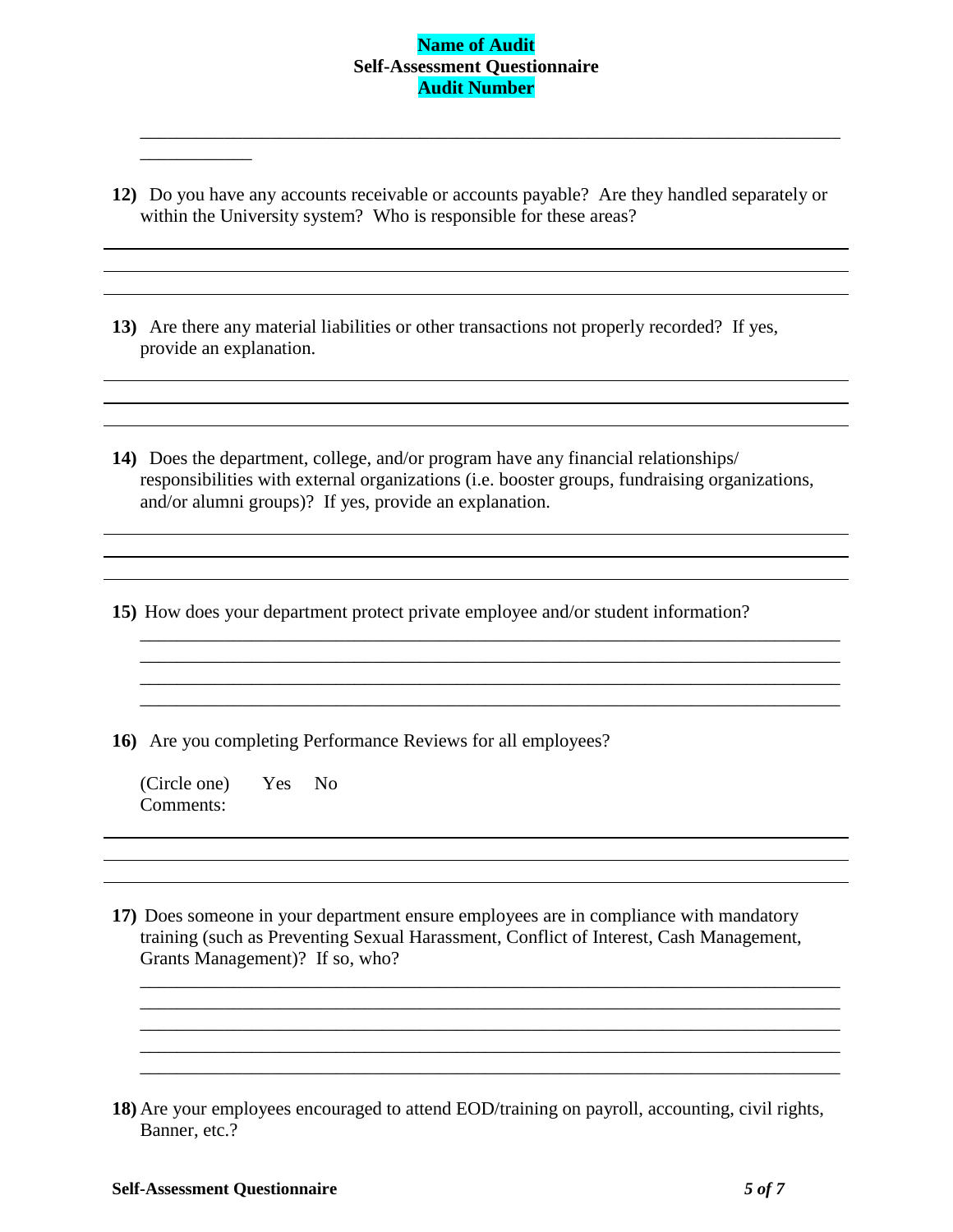12) Do you have any accounts receivable or accounts payable? Are they handled separately or within the University system? Who is responsible for these areas?

13) Are there any material liabilities or other transactions not properly recorded? If yes, provide an explanation.

14) Does the department, college, and/or program have any financial relationships/ responsibilities with external organizations (i.e. booster groups, fundraising organizations, and/or alumni groups)? If yes, provide an explanation.

15) How does your department protect private employee and/or student information?

16) Are you completing Performance Reviews for all employees?

(Circle one) Yes No

Comments:

17) Does someone in your department ensure employees are in compliance with mandatory training (such as Preventing Sexual Harassment, Conflict of Interest, Cash Management, Grants Management)? If so, who?

18) Are your employees encouraged to attend EOD/training on payroll, accounting, civil rights, Banner, etc.?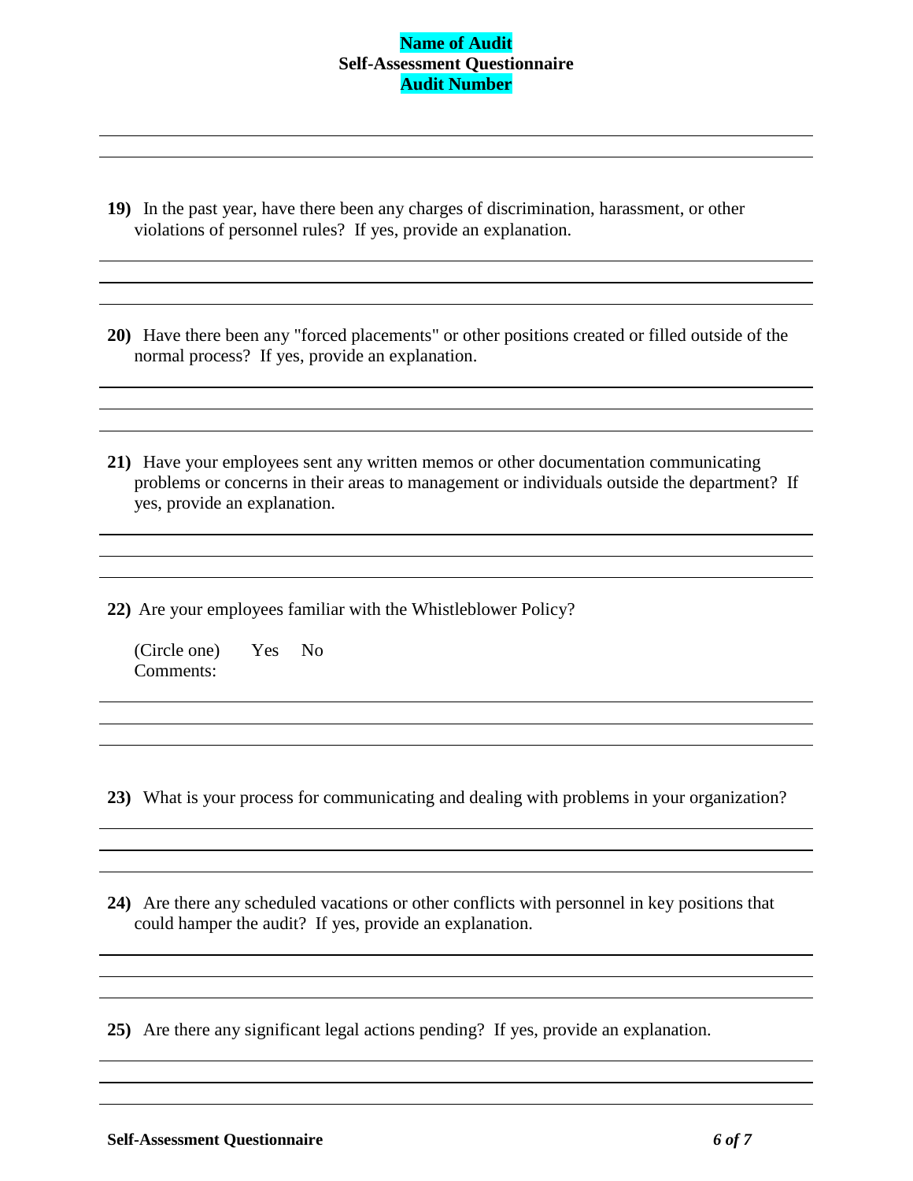**19)** In the past year, have there been any charges of discrimination, harassment, or other violations of personnel rules? If yes, provide an explanation.

**20)** Have there been any "forced placements" or other positions created or filled outside of the normal process? If yes, provide an explanation.

**21)** Have your employees sent any written memos or other documentation communicating problems or concerns in their areas to management or individuals outside the department? If yes, provide an explanation.

**22)** Are your employees familiar with the Whistleblower Policy?

(Circle one) Yes No
Comments:

**23)** What is your process for communicating and dealing with problems in your organization?

**24)** Are there any scheduled vacations or other conflicts with personnel in key positions that could hamper the audit? If yes, provide an explanation.

**25)** Are there any significant legal actions pending? If yes, provide an explanation.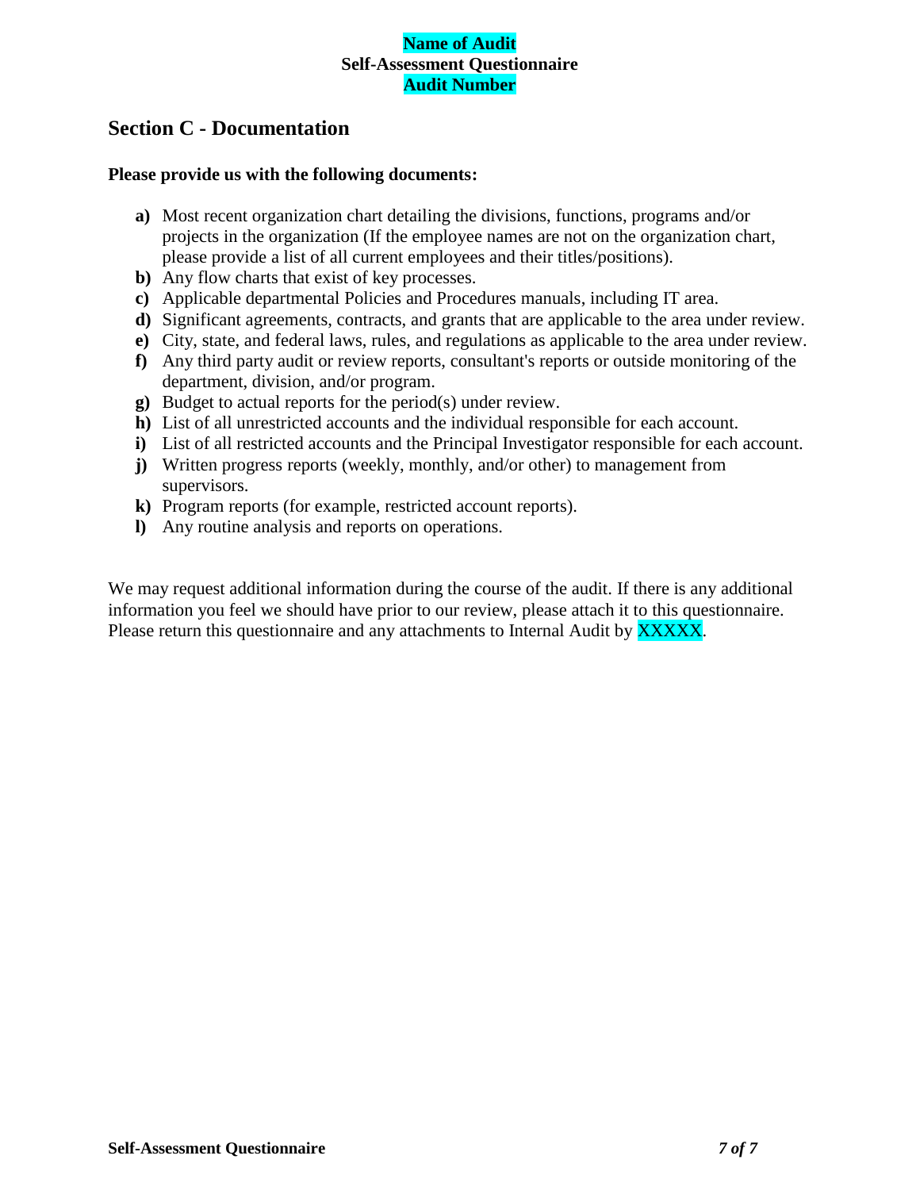## Section C - Documentation

**Please provide us with the following documents:**

- **a)** Most recent organization chart detailing the divisions, functions, programs and/or projects in the organization (If the employee names are not on the organization chart, please provide a list of all current employees and their titles/positions).
- **b)** Any flow charts that exist of key processes.
- **c)** Applicable departmental Policies and Procedures manuals, including IT area.
- **d)** Significant agreements, contracts, and grants that are applicable to the area under review.
- **e)** City, state, and federal laws, rules, and regulations as applicable to the area under review.
- **f)** Any third party audit or review reports, consultant's reports or outside monitoring of the department, division, and/or program.
- **g)** Budget to actual reports for the period(s) under review.
- **h)** List of all unrestricted accounts and the individual responsible for each account.
- **i)** List of all restricted accounts and the Principal Investigator responsible for each account.
- **j)** Written progress reports (weekly, monthly, and/or other) to management from supervisors.
- **k)** Program reports (for example, restricted account reports).
- **l)** Any routine analysis and reports on operations.

We may request additional information during the course of the audit. If there is any additional information you feel we should have prior to our review, please attach it to this questionnaire. Please return this questionnaire and any attachments to Internal Audit by XXXXX.